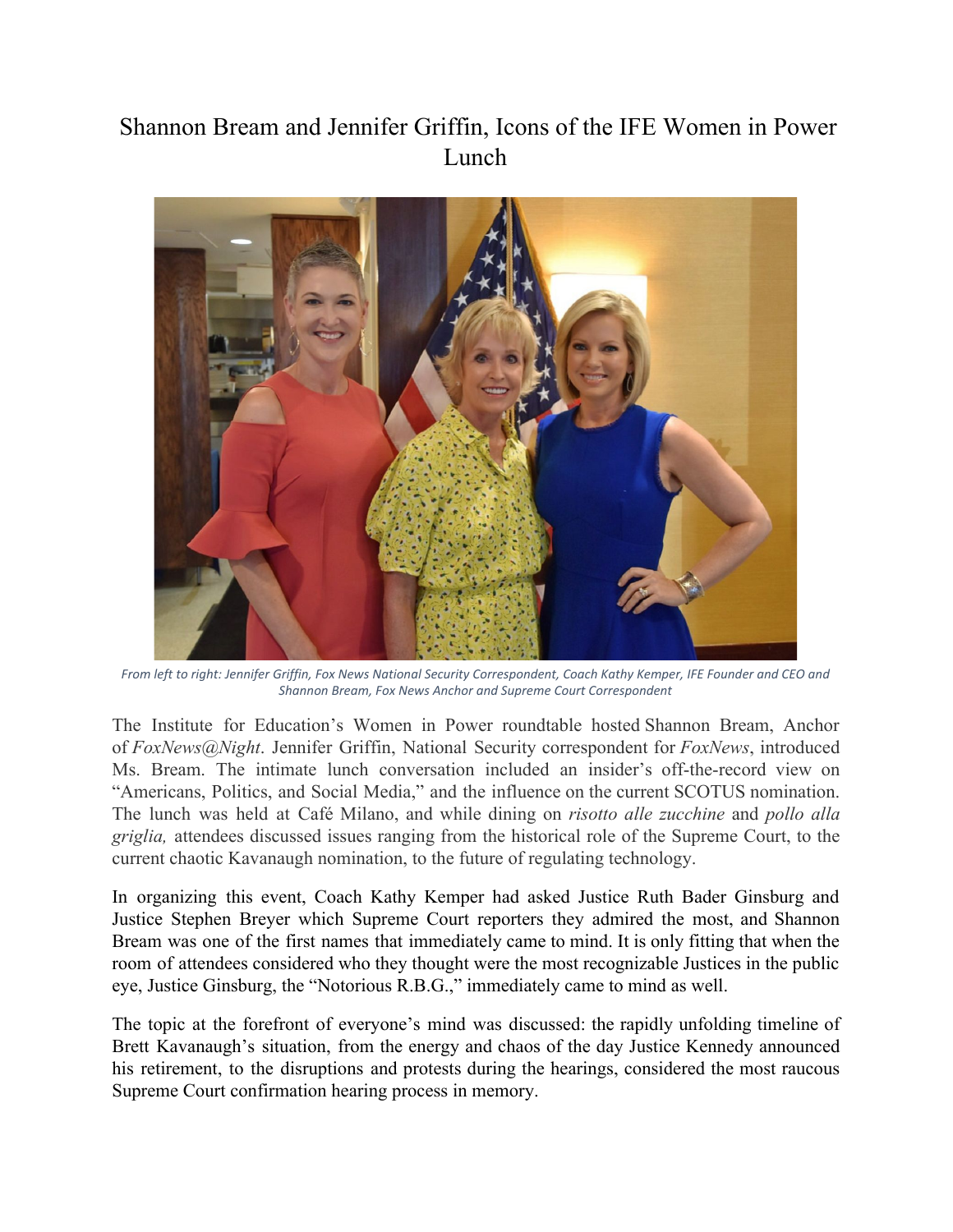# Shannon Bream and Jennifer Griffin, Icons of the IFE Women in Power Lunch

*From left to right: Jennifer Griffin, Fox News National Security Correspondent, Coach Kathy Kemper, IFE Founder and CEO and Shannon Bream, Fox News Anchor and Supreme Court Correspondent*

The Institute for Education's Women in Power roundtable hosted Shannon Bream, Anchor of *FoxNews@Night*. Jennifer Griffin, National Security correspondent for *FoxNews*, introduced Ms. Bream. The intimate lunch conversation included an insider's off-the-record view on "Americans, Politics, and Social Media," and the influence on the current SCOTUS nomination. The lunch was held at Café Milano, and while dining on *risotto alle zucchine* and *pollo alla griglia,* attendees discussed issues ranging from the historical role of the Supreme Court, to the current chaotic Kavanaugh nomination, to the future of regulating technology.

In organizing this event, Coach Kathy Kemper had asked Justice Ruth Bader Ginsburg and Justice Stephen Breyer which Supreme Court reporters they admired the most, and Shannon Bream was one of the first names that immediately came to mind. It is only fitting that when the room of attendees considered who they thought were the most recognizable Justices in the public eye, Justice Ginsburg, the "Notorious R.B.G.," immediately came to mind as well.

The topic at the forefront of everyone's mind was discussed: the rapidly unfolding timeline of Brett Kavanaugh's situation, from the energy and chaos of the day Justice Kennedy announced his retirement, to the disruptions and protests during the hearings, considered the most raucous Supreme Court confirmation hearing process in memory.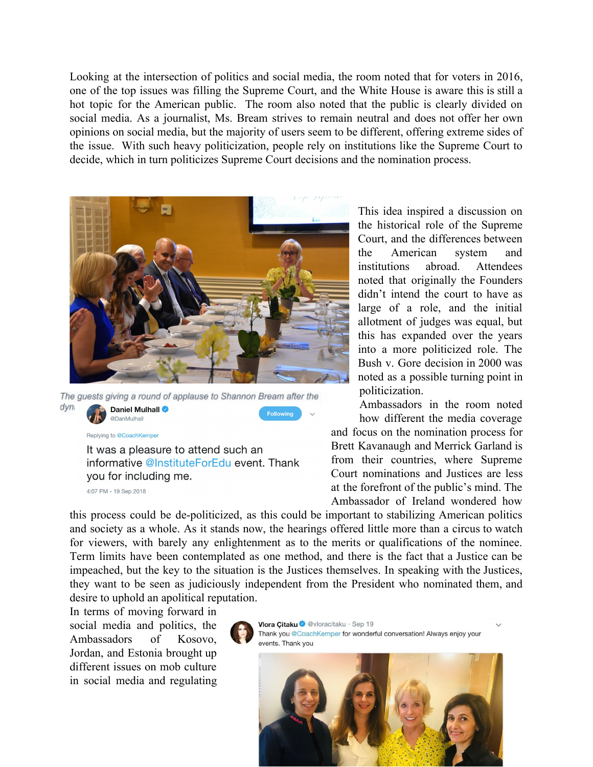Looking at the intersection of politics and social media, the room noted that for voters in 2016, one of the top issues was filling the Supreme Court, and the White House is aware this is still a hot topic for the American public. The room also noted that the public is clearly divided on social media. As a journalist, Ms. Bream strives to remain neutral and does not offer her own opinions on social media, but the majority of users seem to be different, offering extreme sides of the issue. With such heavy politicization, people rely on institutions like the Supreme Court to decide, which in turn politicizes Supreme Court decisions and the nomination process.

*The guests giving a round of applause to Shannon Bream after the dyn*

Daniel Mulhall @DanMulhall
Following
Replying to @CoachKemper
It was a pleasure to attend such an informative @InstituteForEdu event. Thank you for including me.
4:07 PM - 19 Sep 2018

This idea inspired a discussion on the historical role of the Supreme Court, and the differences between the American system and institutions abroad. Attendees noted that originally the Founders didn't intend the court to have as large of a role, and the initial allotment of judges was equal, but this has expanded over the years into a more politicized role. The Bush v. Gore decision in 2000 was noted as a possible turning point in politicization.

Ambassadors in the room noted how different the media coverage and focus on the nomination process for Brett Kavanaugh and Merrick Garland is from their countries, where Supreme Court nominations and Justices are less at the forefront of the public's mind. The Ambassador of Ireland wondered how this process could be de-politicized, as this could be important to stabilizing American politics and society as a whole. As it stands now, the hearings offered little more than a circus to watch for viewers, with barely any enlightenment as to the merits or qualifications of the nominee. Term limits have been contemplated as one method, and there is the fact that a Justice can be impeached, but the key to the situation is the Justices themselves. In speaking with the Justices, they want to be seen as judiciously independent from the President who nominated them, and desire to uphold an apolitical reputation.

In terms of moving forward in social media and politics, the Ambassadors of Kosovo, Jordan, and Estonia brought up different issues on mob culture in social media and regulating

Vlora Çitaku @vloracitaku · Sep 19
Thank you @CoachKemper for wonderful conversation! Always enjoy your events. Thank you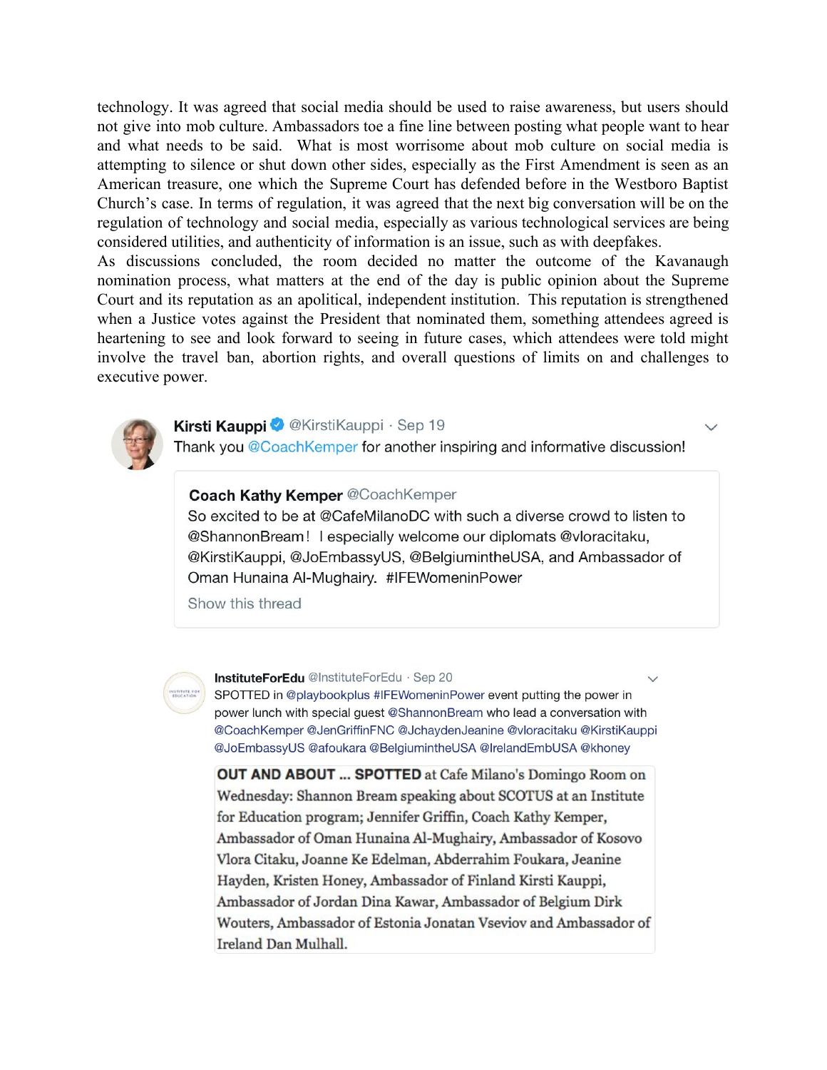technology. It was agreed that social media should be used to raise awareness, but users should not give into mob culture. Ambassadors toe a fine line between posting what people want to hear and what needs to be said. What is most worrisome about mob culture on social media is attempting to silence or shut down other sides, especially as the First Amendment is seen as an American treasure, one which the Supreme Court has defended before in the Westboro Baptist Church's case. In terms of regulation, it was agreed that the next big conversation will be on the regulation of technology and social media, especially as various technological services are being considered utilities, and authenticity of information is an issue, such as with deepfakes.

As discussions concluded, the room decided no matter the outcome of the Kavanaugh nomination process, what matters at the end of the day is public opinion about the Supreme Court and its reputation as an apolitical, independent institution. This reputation is strengthened when a Justice votes against the President that nominated them, something attendees agreed is heartening to see and look forward to seeing in future cases, which attendees were told might involve the travel ban, abortion rights, and overall questions of limits on and challenges to executive power.

**Kirsti Kauppi** @KirstiKauppi · Sep 19

Thank you @CoachKemper for another inspiring and informative discussion!

> **Coach Kathy Kemper** @CoachKemper
>
> So excited to be at @CafeMilanoDC with such a diverse crowd to listen to @ShannonBream! I especially welcome our diplomats @vloracitaku, @KirstiKauppi, @JoEmbassyUS, @BelgiumintheUSA, and Ambassador of Oman Hunaina Al-Mughairy. #IFEWomeninPower
>
> Show this thread

**InstituteForEdu** @InstituteForEdu · Sep 20

SPOTTED in @playbookplus #IFEWomeninPower event putting the power in power lunch with special guest @ShannonBream who lead a conversation with @CoachKemper @JenGriffinFNC @JchaydenJeanine @vloracitaku @KirstiKauppi @JoEmbassyUS @afoukara @BelgiumintheUSA @IrelandEmbUSA @khoney

> **OUT AND ABOUT ... SPOTTED** at Cafe Milano's Domingo Room on Wednesday: Shannon Bream speaking about SCOTUS at an Institute for Education program; Jennifer Griffin, Coach Kathy Kemper, Ambassador of Oman Hunaina Al-Mughairy, Ambassador of Kosovo Vlora Citaku, Joanne Ke Edelman, Abderrahim Foukara, Jeanine Hayden, Kristen Honey, Ambassador of Finland Kirsti Kauppi, Ambassador of Jordan Dina Kawar, Ambassador of Belgium Dirk Wouters, Ambassador of Estonia Jonatan Vseviov and Ambassador of Ireland Dan Mulhall.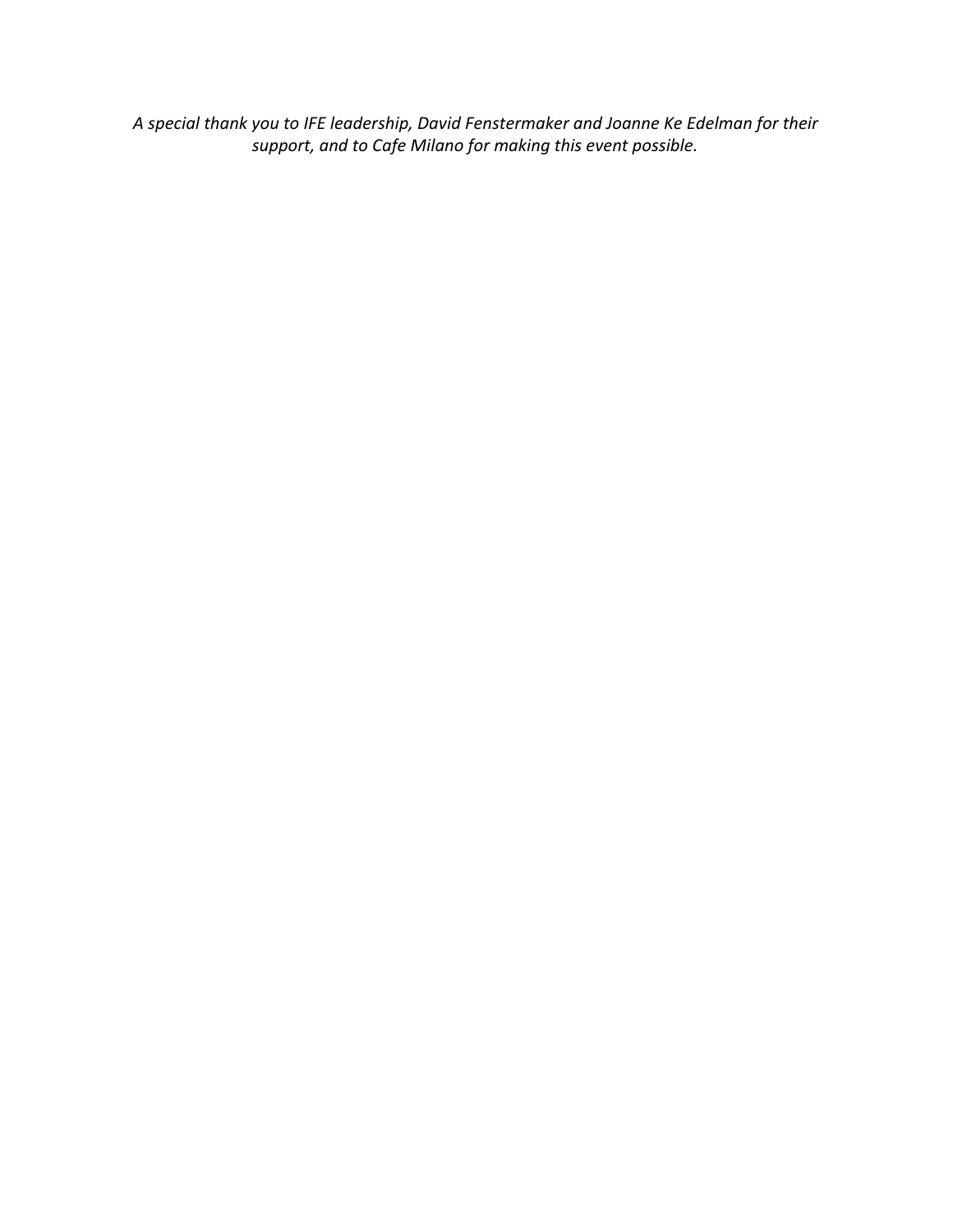*A special thank you to IFE leadership, David Fenstermaker and Joanne Ke Edelman for their support, and to Cafe Milano for making this event possible.*